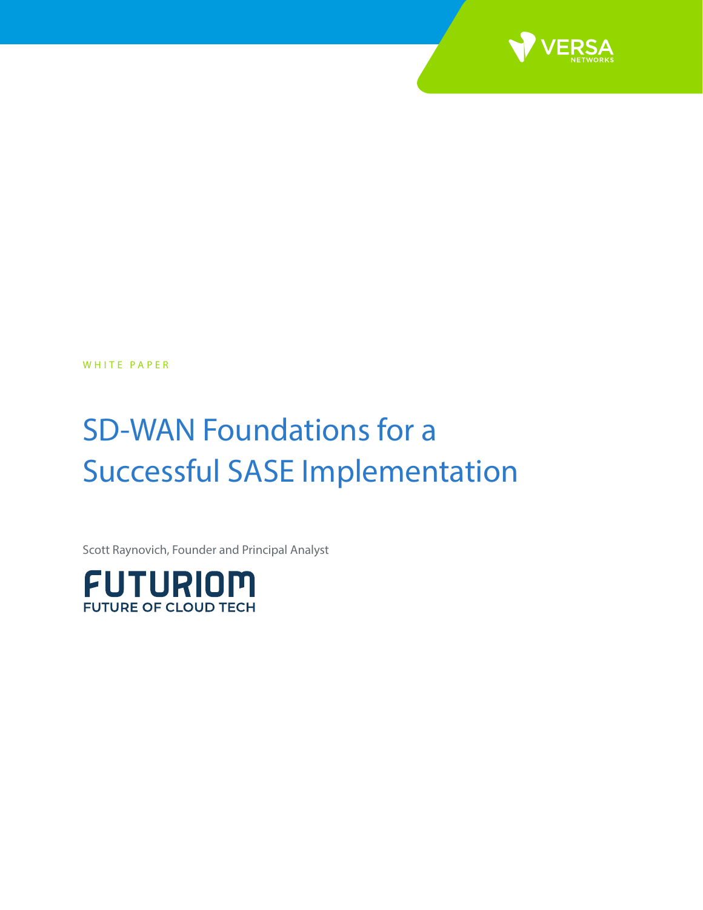VERSA NETWORKS

WHITE PAPER

# SD-WAN Foundations for a Successful SASE Implementation

Scott Raynovich, Founder and Principal Analyst

FUTURIOM

FUTURE OF CLOUD TECH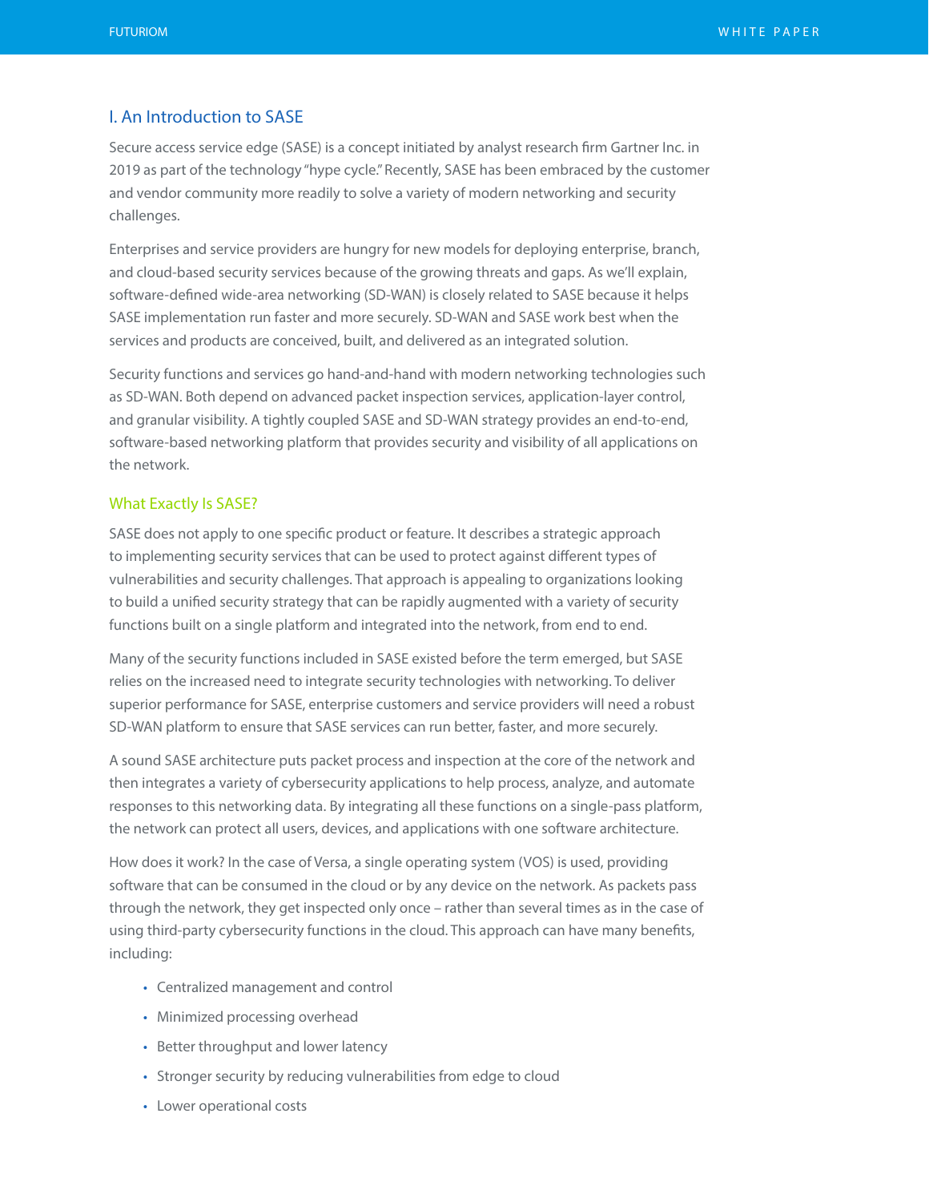## I. An Introduction to SASE

Secure access service edge (SASE) is a concept initiated by analyst research firm Gartner Inc. in 2019 as part of the technology "hype cycle." Recently, SASE has been embraced by the customer and vendor community more readily to solve a variety of modern networking and security challenges.

Enterprises and service providers are hungry for new models for deploying enterprise, branch, and cloud-based security services because of the growing threats and gaps. As we'll explain, software-defined wide-area networking (SD-WAN) is closely related to SASE because it helps SASE implementation run faster and more securely. SD-WAN and SASE work best when the services and products are conceived, built, and delivered as an integrated solution.

Security functions and services go hand-and-hand with modern networking technologies such as SD-WAN. Both depend on advanced packet inspection services, application-layer control, and granular visibility. A tightly coupled SASE and SD-WAN strategy provides an end-to-end, software-based networking platform that provides security and visibility of all applications on the network.

### What Exactly Is SASE?

SASE does not apply to one specific product or feature. It describes a strategic approach to implementing security services that can be used to protect against different types of vulnerabilities and security challenges. That approach is appealing to organizations looking to build a unified security strategy that can be rapidly augmented with a variety of security functions built on a single platform and integrated into the network, from end to end.

Many of the security functions included in SASE existed before the term emerged, but SASE relies on the increased need to integrate security technologies with networking. To deliver superior performance for SASE, enterprise customers and service providers will need a robust SD-WAN platform to ensure that SASE services can run better, faster, and more securely.

A sound SASE architecture puts packet process and inspection at the core of the network and then integrates a variety of cybersecurity applications to help process, analyze, and automate responses to this networking data. By integrating all these functions on a single-pass platform, the network can protect all users, devices, and applications with one software architecture.

How does it work? In the case of Versa, a single operating system (VOS) is used, providing software that can be consumed in the cloud or by any device on the network. As packets pass through the network, they get inspected only once – rather than several times as in the case of using third-party cybersecurity functions in the cloud. This approach can have many benefits, including:

- Centralized management and control
- Minimized processing overhead
- Better throughput and lower latency
- Stronger security by reducing vulnerabilities from edge to cloud
- Lower operational costs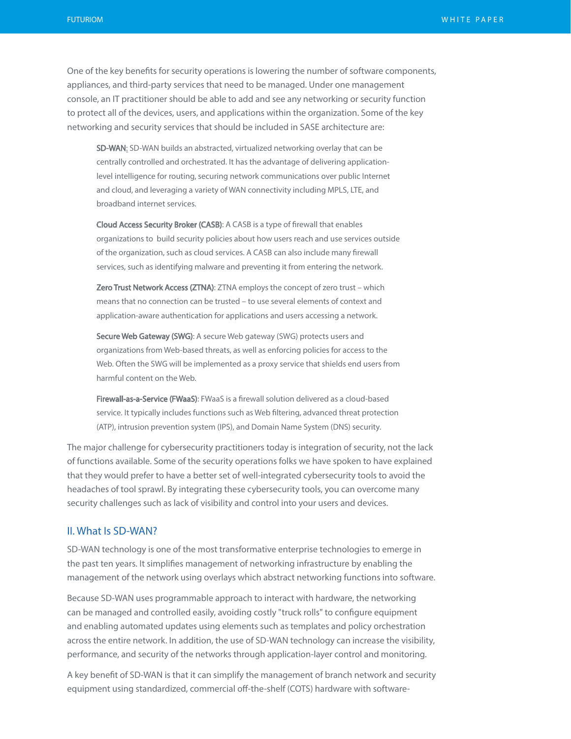One of the key benefits for security operations is lowering the number of software components, appliances, and third-party services that need to be managed. Under one management console, an IT practitioner should be able to add and see any networking or security function to protect all of the devices, users, and applications within the organization. Some of the key networking and security services that should be included in SASE architecture are:

**SD-WAN:** SD-WAN builds an abstracted, virtualized networking overlay that can be centrally controlled and orchestrated. It has the advantage of delivering application-level intelligence for routing, securing network communications over public Internet and cloud, and leveraging a variety of WAN connectivity including MPLS, LTE, and broadband internet services.

**Cloud Access Security Broker (CASB)**: A CASB is a type of firewall that enables organizations to  build security policies about how users reach and use services outside of the organization, such as cloud services. A CASB can also include many firewall services, such as identifying malware and preventing it from entering the network.

**Zero Trust Network Access (ZTNA)**: ZTNA employs the concept of zero trust – which means that no connection can be trusted – to use several elements of context and application-aware authentication for applications and users accessing a network.

**Secure Web Gateway (SWG)**: A secure Web gateway (SWG) protects users and organizations from Web-based threats, as well as enforcing policies for access to the Web. Often the SWG will be implemented as a proxy service that shields end users from harmful content on the Web.

**Firewall-as-a-Service (FWaaS)**: FWaaS is a firewall solution delivered as a cloud-based service. It typically includes functions such as Web filtering, advanced threat protection (ATP), intrusion prevention system (IPS), and Domain Name System (DNS) security.

The major challenge for cybersecurity practitioners today is integration of security, not the lack of functions available. Some of the security operations folks we have spoken to have explained that they would prefer to have a better set of well-integrated cybersecurity tools to avoid the headaches of tool sprawl. By integrating these cybersecurity tools, you can overcome many security challenges such as lack of visibility and control into your users and devices.

## II. What Is SD-WAN?

SD-WAN technology is one of the most transformative enterprise technologies to emerge in the past ten years. It simplifies management of networking infrastructure by enabling the management of the network using overlays which abstract networking functions into software.

Because SD-WAN uses programmable approach to interact with hardware, the networking can be managed and controlled easily, avoiding costly "truck rolls" to configure equipment and enabling automated updates using elements such as templates and policy orchestration across the entire network. In addition, the use of SD-WAN technology can increase the visibility, performance, and security of the networks through application-layer control and monitoring.

A key benefit of SD-WAN is that it can simplify the management of branch network and security equipment using standardized, commercial off-the-shelf (COTS) hardware with software-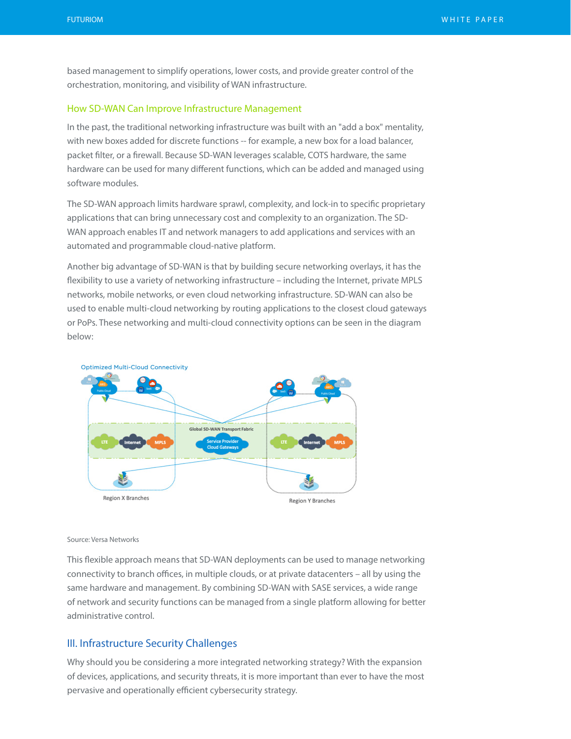based management to simplify operations, lower costs, and provide greater control of the orchestration, monitoring, and visibility of WAN infrastructure.

### How SD-WAN Can Improve Infrastructure Management

In the past, the traditional networking infrastructure was built with an "add a box" mentality, with new boxes added for discrete functions -- for example, a new box for a load balancer, packet filter, or a firewall. Because SD-WAN leverages scalable, COTS hardware, the same hardware can be used for many different functions, which can be added and managed using software modules.

The SD-WAN approach limits hardware sprawl, complexity, and lock-in to specific proprietary applications that can bring unnecessary cost and complexity to an organization. The SD-WAN approach enables IT and network managers to add applications and services with an automated and programmable cloud-native platform.

Another big advantage of SD-WAN is that by building secure networking overlays, it has the flexibility to use a variety of networking infrastructure – including the Internet, private MPLS networks, mobile networks, or even cloud networking infrastructure. SD-WAN can also be used to enable multi-cloud networking by routing applications to the closest cloud gateways or PoPs. These networking and multi-cloud connectivity options can be seen in the diagram below:

Optimized Multi-Cloud Connectivity

Global SD-WAN Transport Fabric

Service Provider Cloud Gateways

LTE
Internet
MPLS

Region X Branches

Region Y Branches

Source: Versa Networks

This flexible approach means that SD-WAN deployments can be used to manage networking connectivity to branch offices, in multiple clouds, or at private datacenters – all by using the same hardware and management. By combining SD-WAN with SASE services, a wide range of network and security functions can be managed from a single platform allowing for better administrative control.

## III. Infrastructure Security Challenges

Why should you be considering a more integrated networking strategy? With the expansion of devices, applications, and security threats, it is more important than ever to have the most pervasive and operationally efficient cybersecurity strategy.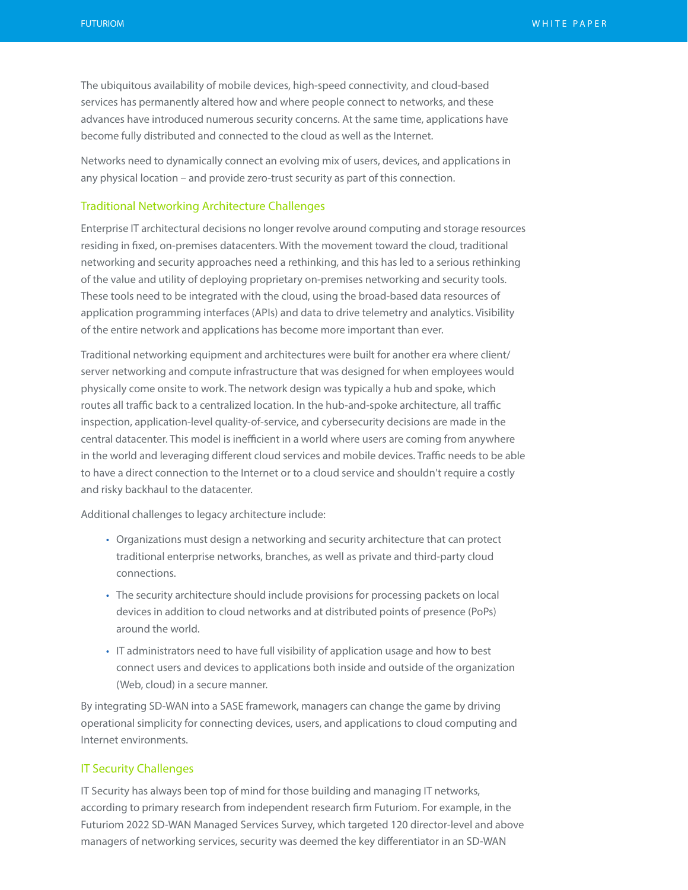The ubiquitous availability of mobile devices, high-speed connectivity, and cloud-based services has permanently altered how and where people connect to networks, and these advances have introduced numerous security concerns. At the same time, applications have become fully distributed and connected to the cloud as well as the Internet.

Networks need to dynamically connect an evolving mix of users, devices, and applications in any physical location – and provide zero-trust security as part of this connection.

## Traditional Networking Architecture Challenges

Enterprise IT architectural decisions no longer revolve around computing and storage resources residing in fixed, on-premises datacenters. With the movement toward the cloud, traditional networking and security approaches need a rethinking, and this has led to a serious rethinking of the value and utility of deploying proprietary on-premises networking and security tools. These tools need to be integrated with the cloud, using the broad-based data resources of application programming interfaces (APIs) and data to drive telemetry and analytics. Visibility of the entire network and applications has become more important than ever.

Traditional networking equipment and architectures were built for another era where client/server networking and compute infrastructure that was designed for when employees would physically come onsite to work. The network design was typically a hub and spoke, which routes all traffic back to a centralized location. In the hub-and-spoke architecture, all traffic inspection, application-level quality-of-service, and cybersecurity decisions are made in the central datacenter. This model is inefficient in a world where users are coming from anywhere in the world and leveraging different cloud services and mobile devices. Traffic needs to be able to have a direct connection to the Internet or to a cloud service and shouldn't require a costly and risky backhaul to the datacenter.

Additional challenges to legacy architecture include:

- Organizations must design a networking and security architecture that can protect traditional enterprise networks, branches, as well as private and third-party cloud connections.
- The security architecture should include provisions for processing packets on local devices in addition to cloud networks and at distributed points of presence (PoPs) around the world.
- IT administrators need to have full visibility of application usage and how to best connect users and devices to applications both inside and outside of the organization (Web, cloud) in a secure manner.

By integrating SD-WAN into a SASE framework, managers can change the game by driving operational simplicity for connecting devices, users, and applications to cloud computing and Internet environments.

## IT Security Challenges

IT Security has always been top of mind for those building and managing IT networks, according to primary research from independent research firm Futuriom. For example, in the Futuriom 2022 SD-WAN Managed Services Survey, which targeted 120 director-level and above managers of networking services, security was deemed the key differentiator in an SD-WAN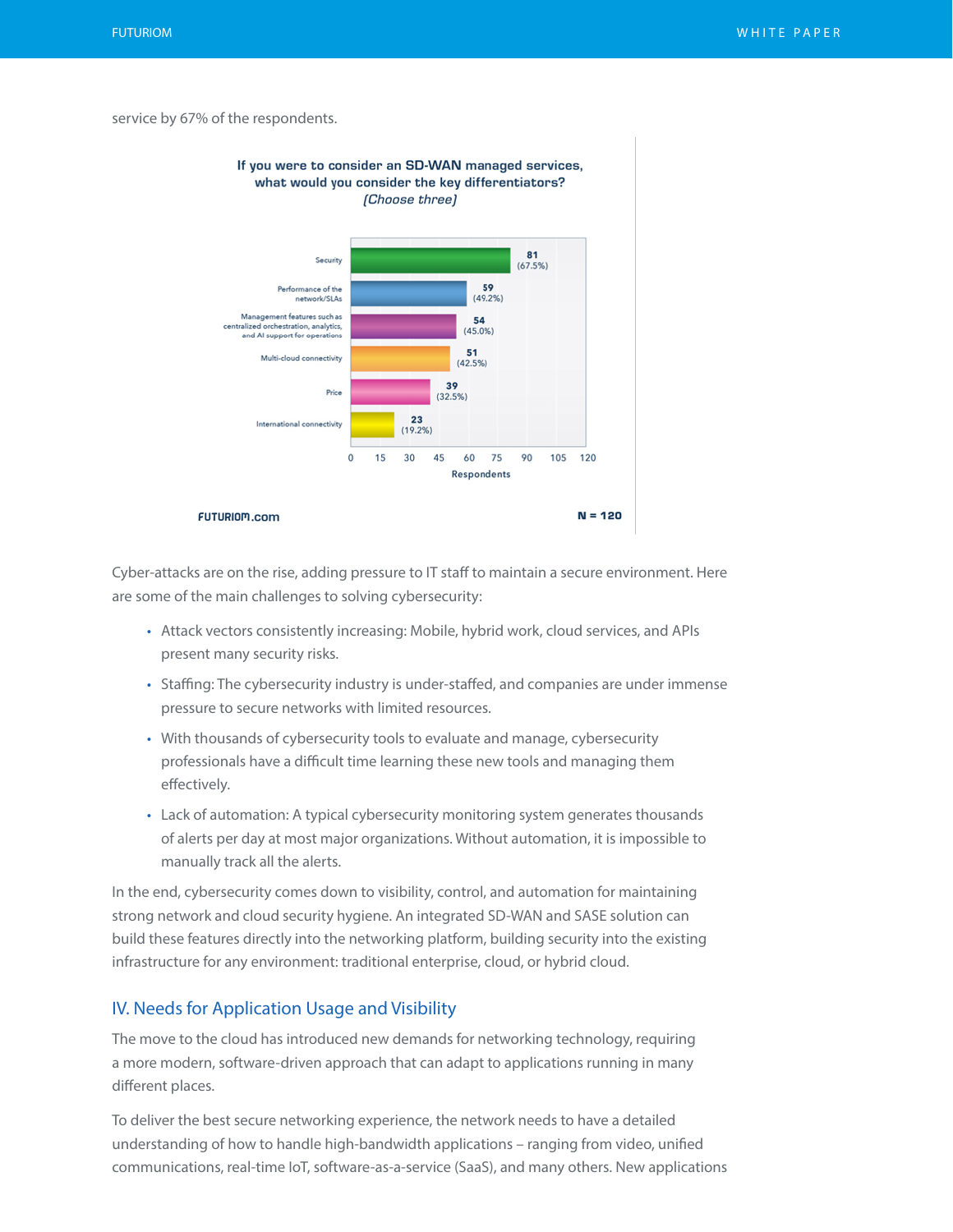service by 67% of the respondents.

**If you were to consider an SD-WAN managed services, what would you consider the key differentiators?**
*(Choose three)*

Security
81
(67.5%)

Performance of the network/SLAs
59
(49.2%)

Management features such as centralized orchestration, analytics, and AI support for operations
54
(45.0%)

Multi-cloud connectivity
51
(42.5%)

Price
39
(32.5%)

International connectivity
23
(19.2%)

0 15 30 45 60 75 90 105 120

Respondents

FUTURIOM.com

N = 120

Cyber-attacks are on the rise, adding pressure to IT staff to maintain a secure environment. Here are some of the main challenges to solving cybersecurity:

- Attack vectors consistently increasing: Mobile, hybrid work, cloud services, and APIs present many security risks.
- Staffing: The cybersecurity industry is under-staffed, and companies are under immense pressure to secure networks with limited resources.
- With thousands of cybersecurity tools to evaluate and manage, cybersecurity professionals have a difficult time learning these new tools and managing them effectively.
- Lack of automation: A typical cybersecurity monitoring system generates thousands of alerts per day at most major organizations. Without automation, it is impossible to manually track all the alerts.

In the end, cybersecurity comes down to visibility, control, and automation for maintaining strong network and cloud security hygiene. An integrated SD-WAN and SASE solution can build these features directly into the networking platform, building security into the existing infrastructure for any environment: traditional enterprise, cloud, or hybrid cloud.

## IV. Needs for Application Usage and Visibility

The move to the cloud has introduced new demands for networking technology, requiring a more modern, software-driven approach that can adapt to applications running in many different places.

To deliver the best secure networking experience, the network needs to have a detailed understanding of how to handle high-bandwidth applications – ranging from video, unified communications, real-time IoT, software-as-a-service (SaaS), and many others. New applications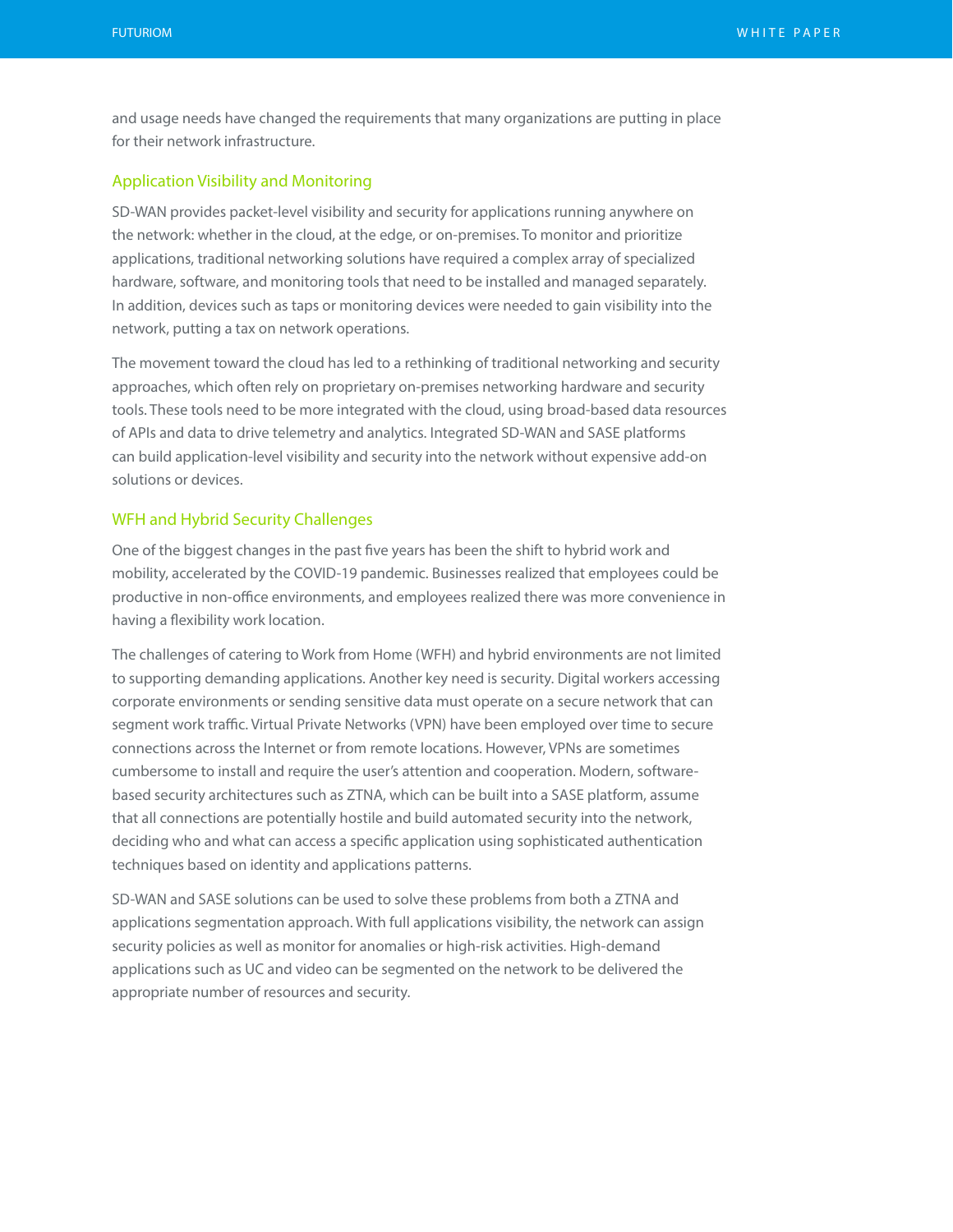and usage needs have changed the requirements that many organizations are putting in place for their network infrastructure.

### Application Visibility and Monitoring

SD-WAN provides packet-level visibility and security for applications running anywhere on the network: whether in the cloud, at the edge, or on-premises. To monitor and prioritize applications, traditional networking solutions have required a complex array of specialized hardware, software, and monitoring tools that need to be installed and managed separately. In addition, devices such as taps or monitoring devices were needed to gain visibility into the network, putting a tax on network operations.

The movement toward the cloud has led to a rethinking of traditional networking and security approaches, which often rely on proprietary on-premises networking hardware and security tools. These tools need to be more integrated with the cloud, using broad-based data resources of APIs and data to drive telemetry and analytics. Integrated SD-WAN and SASE platforms can build application-level visibility and security into the network without expensive add-on solutions or devices.

### WFH and Hybrid Security Challenges

One of the biggest changes in the past five years has been the shift to hybrid work and mobility, accelerated by the COVID-19 pandemic. Businesses realized that employees could be productive in non-office environments, and employees realized there was more convenience in having a flexibility work location.

The challenges of catering to Work from Home (WFH) and hybrid environments are not limited to supporting demanding applications. Another key need is security. Digital workers accessing corporate environments or sending sensitive data must operate on a secure network that can segment work traffic. Virtual Private Networks (VPN) have been employed over time to secure connections across the Internet or from remote locations. However, VPNs are sometimes cumbersome to install and require the user's attention and cooperation. Modern, software-based security architectures such as ZTNA, which can be built into a SASE platform, assume that all connections are potentially hostile and build automated security into the network, deciding who and what can access a specific application using sophisticated authentication techniques based on identity and applications patterns.

SD-WAN and SASE solutions can be used to solve these problems from both a ZTNA and applications segmentation approach. With full applications visibility, the network can assign security policies as well as monitor for anomalies or high-risk activities. High-demand applications such as UC and video can be segmented on the network to be delivered the appropriate number of resources and security.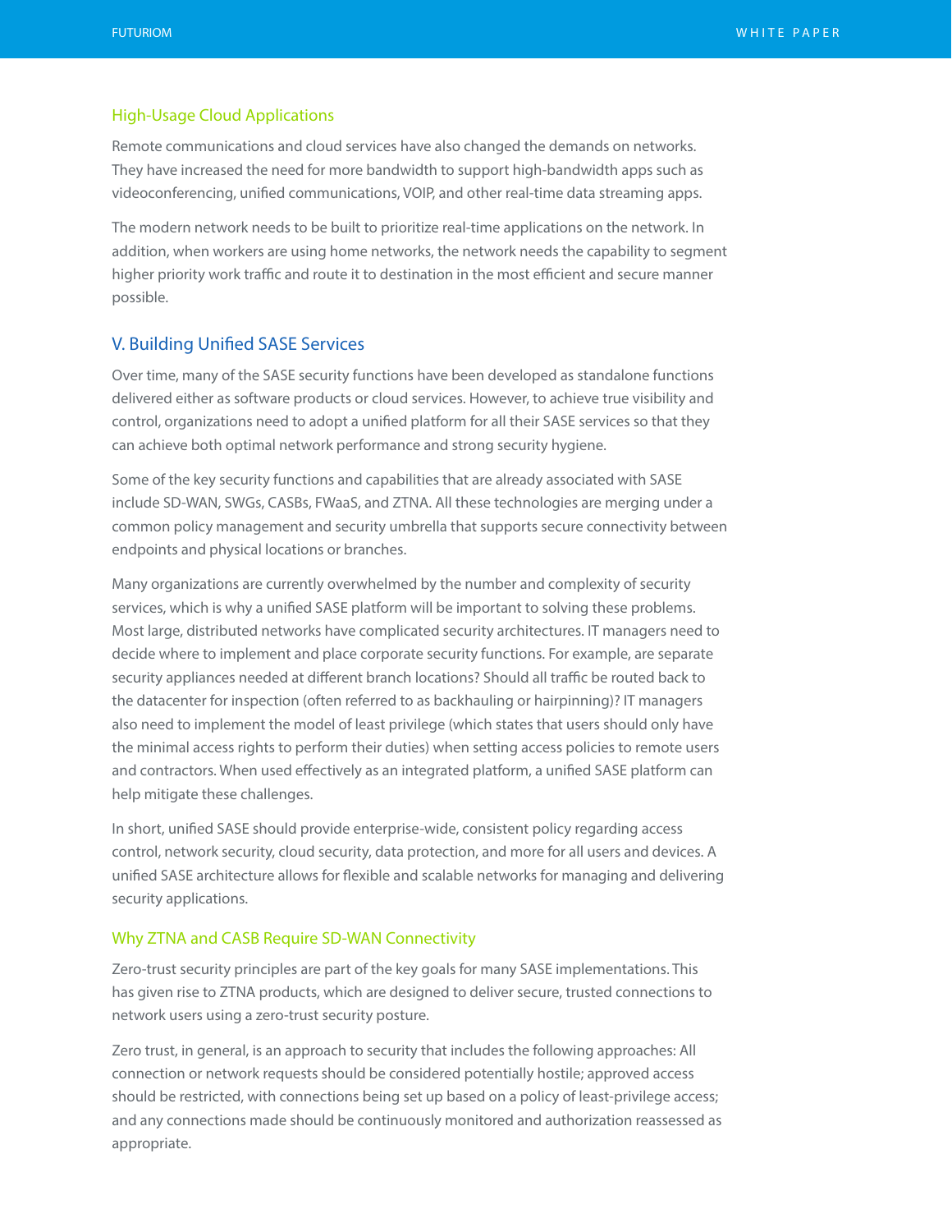### High-Usage Cloud Applications

Remote communications and cloud services have also changed the demands on networks. They have increased the need for more bandwidth to support high-bandwidth apps such as videoconferencing, unified communications, VOIP, and other real-time data streaming apps.

The modern network needs to be built to prioritize real-time applications on the network. In addition, when workers are using home networks, the network needs the capability to segment higher priority work traffic and route it to destination in the most efficient and secure manner possible.

## V. Building Unified SASE Services

Over time, many of the SASE security functions have been developed as standalone functions delivered either as software products or cloud services. However, to achieve true visibility and control, organizations need to adopt a unified platform for all their SASE services so that they can achieve both optimal network performance and strong security hygiene.

Some of the key security functions and capabilities that are already associated with SASE include SD-WAN, SWGs, CASBs, FWaaS, and ZTNA. All these technologies are merging under a common policy management and security umbrella that supports secure connectivity between endpoints and physical locations or branches.

Many organizations are currently overwhelmed by the number and complexity of security services, which is why a unified SASE platform will be important to solving these problems. Most large, distributed networks have complicated security architectures. IT managers need to decide where to implement and place corporate security functions. For example, are separate security appliances needed at different branch locations? Should all traffic be routed back to the datacenter for inspection (often referred to as backhauling or hairpinning)? IT managers also need to implement the model of least privilege (which states that users should only have the minimal access rights to perform their duties) when setting access policies to remote users and contractors. When used effectively as an integrated platform, a unified SASE platform can help mitigate these challenges.

In short, unified SASE should provide enterprise-wide, consistent policy regarding access control, network security, cloud security, data protection, and more for all users and devices. A unified SASE architecture allows for flexible and scalable networks for managing and delivering security applications.

### Why ZTNA and CASB Require SD-WAN Connectivity

Zero-trust security principles are part of the key goals for many SASE implementations. This has given rise to ZTNA products, which are designed to deliver secure, trusted connections to network users using a zero-trust security posture.

Zero trust, in general, is an approach to security that includes the following approaches: All connection or network requests should be considered potentially hostile; approved access should be restricted, with connections being set up based on a policy of least-privilege access; and any connections made should be continuously monitored and authorization reassessed as appropriate.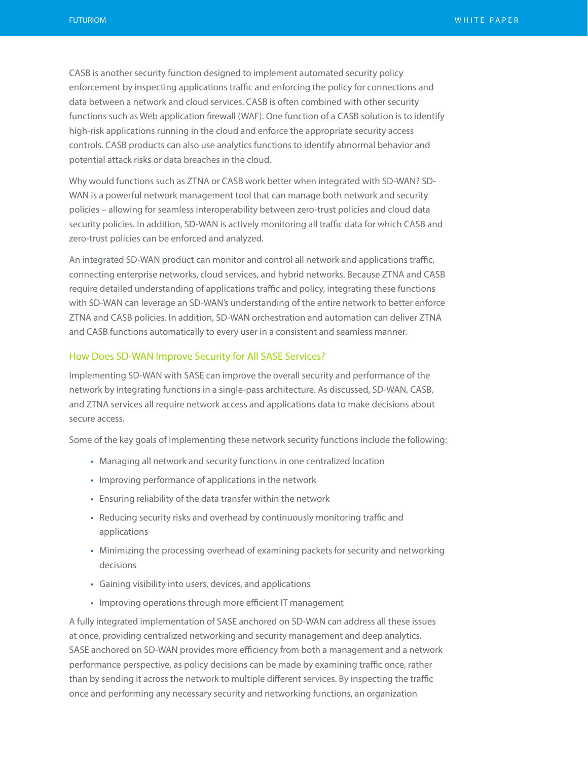CASB is another security function designed to implement automated security policy enforcement by inspecting applications traffic and enforcing the policy for connections and data between a network and cloud services. CASB is often combined with other security functions such as Web application firewall (WAF). One function of a CASB solution is to identify high-risk applications running in the cloud and enforce the appropriate security access controls. CASB products can also use analytics functions to identify abnormal behavior and potential attack risks or data breaches in the cloud.

Why would functions such as ZTNA or CASB work better when integrated with SD-WAN? SD-WAN is a powerful network management tool that can manage both network and security policies – allowing for seamless interoperability between zero-trust policies and cloud data security policies. In addition, SD-WAN is actively monitoring all traffic data for which CASB and zero-trust policies can be enforced and analyzed.

An integrated SD-WAN product can monitor and control all network and applications traffic, connecting enterprise networks, cloud services, and hybrid networks. Because ZTNA and CASB require detailed understanding of applications traffic and policy, integrating these functions with SD-WAN can leverage an SD-WAN's understanding of the entire network to better enforce ZTNA and CASB policies. In addition, SD-WAN orchestration and automation can deliver ZTNA and CASB functions automatically to every user in a consistent and seamless manner.

### How Does SD-WAN Improve Security for All SASE Services?

Implementing SD-WAN with SASE can improve the overall security and performance of the network by integrating functions in a single-pass architecture. As discussed, SD-WAN, CASB, and ZTNA services all require network access and applications data to make decisions about secure access.

Some of the key goals of implementing these network security functions include the following:

- Managing all network and security functions in one centralized location
- Improving performance of applications in the network
- Ensuring reliability of the data transfer within the network
- Reducing security risks and overhead by continuously monitoring traffic and applications
- Minimizing the processing overhead of examining packets for security and networking decisions
- Gaining visibility into users, devices, and applications
- Improving operations through more efficient IT management

A fully integrated implementation of SASE anchored on SD-WAN can address all these issues at once, providing centralized networking and security management and deep analytics. SASE anchored on SD-WAN provides more efficiency from both a management and a network performance perspective, as policy decisions can be made by examining traffic once, rather than by sending it across the network to multiple different services. By inspecting the traffic once and performing any necessary security and networking functions, an organization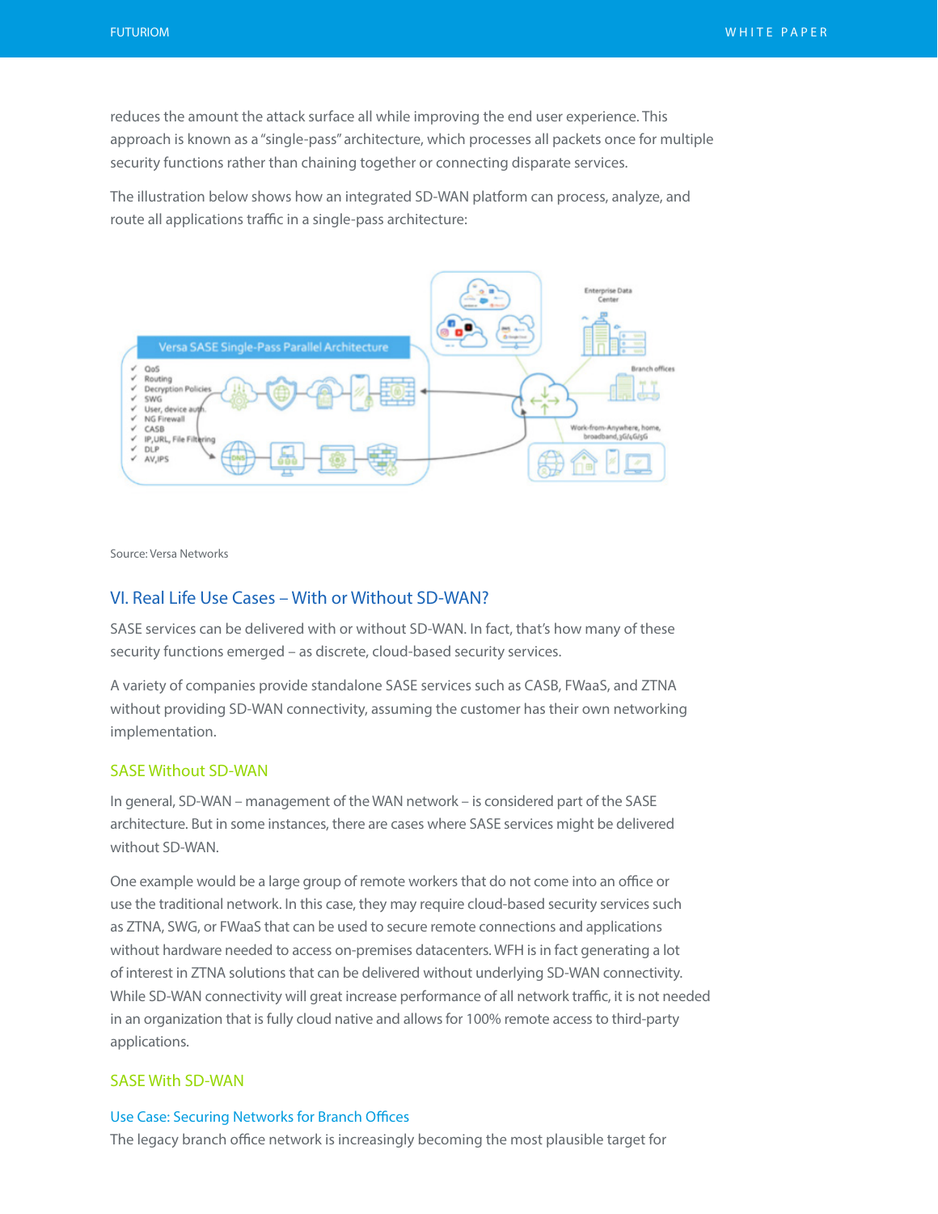reduces the amount the attack surface all while improving the end user experience. This approach is known as a "single-pass" architecture, which processes all packets once for multiple security functions rather than chaining together or connecting disparate services.

The illustration below shows how an integrated SD-WAN platform can process, analyze, and route all applications traffic in a single-pass architecture:

Source: Versa Networks

## VI. Real Life Use Cases – With or Without SD-WAN?

SASE services can be delivered with or without SD-WAN. In fact, that's how many of these security functions emerged – as discrete, cloud-based security services.

A variety of companies provide standalone SASE services such as CASB, FWaaS, and ZTNA without providing SD-WAN connectivity, assuming the customer has their own networking implementation.

### SASE Without SD-WAN

In general, SD-WAN – management of the WAN network – is considered part of the SASE architecture. But in some instances, there are cases where SASE services might be delivered without SD-WAN.

One example would be a large group of remote workers that do not come into an office or use the traditional network. In this case, they may require cloud-based security services such as ZTNA, SWG, or FWaaS that can be used to secure remote connections and applications without hardware needed to access on-premises datacenters. WFH is in fact generating a lot of interest in ZTNA solutions that can be delivered without underlying SD-WAN connectivity. While SD-WAN connectivity will great increase performance of all network traffic, it is not needed in an organization that is fully cloud native and allows for 100% remote access to third-party applications.

### SASE With SD-WAN

#### Use Case: Securing Networks for Branch Offices

The legacy branch office network is increasingly becoming the most plausible target for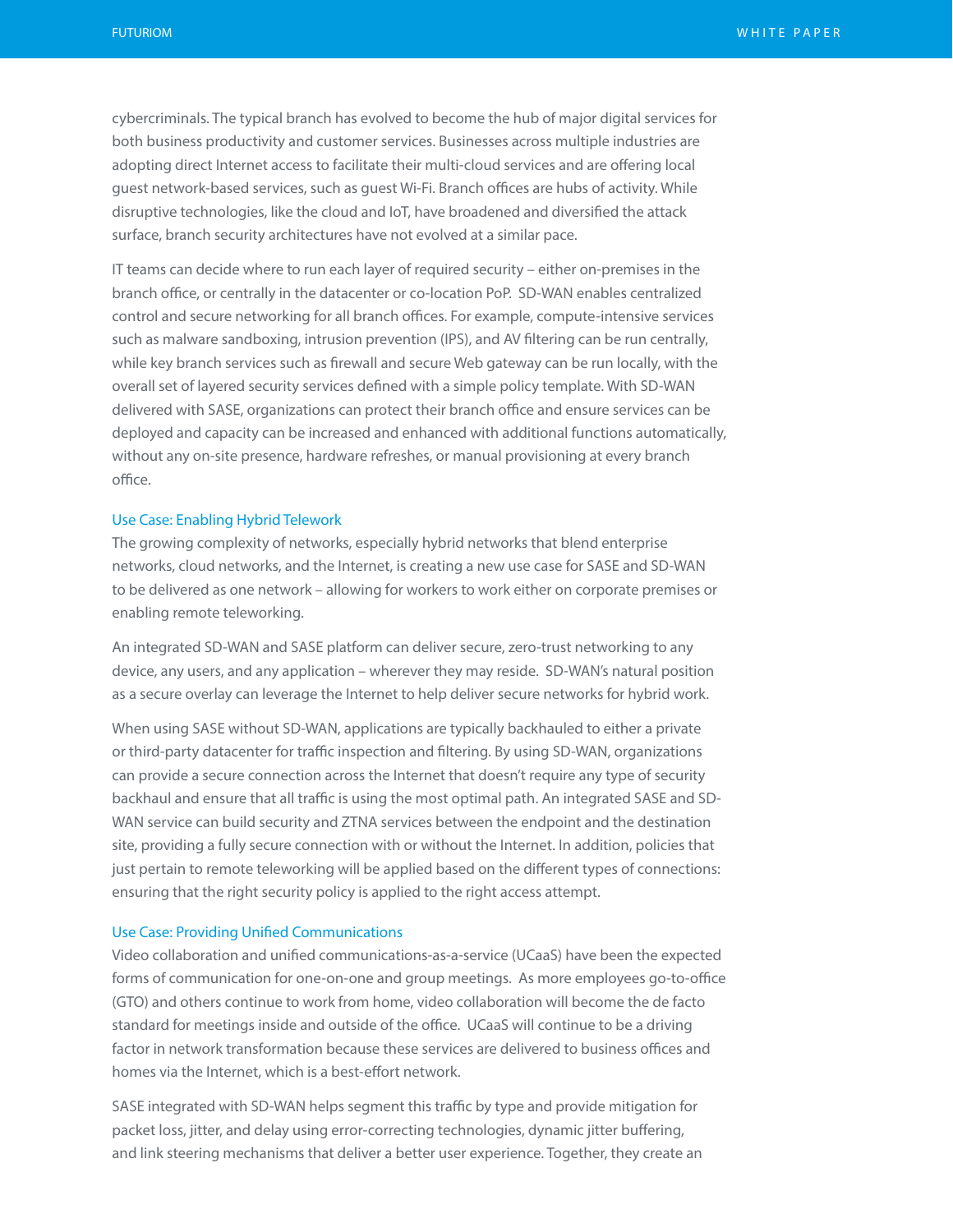cybercriminals. The typical branch has evolved to become the hub of major digital services for both business productivity and customer services. Businesses across multiple industries are adopting direct Internet access to facilitate their multi-cloud services and are offering local guest network-based services, such as guest Wi-Fi. Branch offices are hubs of activity. While disruptive technologies, like the cloud and IoT, have broadened and diversified the attack surface, branch security architectures have not evolved at a similar pace.

IT teams can decide where to run each layer of required security – either on-premises in the branch office, or centrally in the datacenter or co-location PoP. SD-WAN enables centralized control and secure networking for all branch offices. For example, compute-intensive services such as malware sandboxing, intrusion prevention (IPS), and AV filtering can be run centrally, while key branch services such as firewall and secure Web gateway can be run locally, with the overall set of layered security services defined with a simple policy template. With SD-WAN delivered with SASE, organizations can protect their branch office and ensure services can be deployed and capacity can be increased and enhanced with additional functions automatically, without any on-site presence, hardware refreshes, or manual provisioning at every branch office.

### Use Case: Enabling Hybrid Telework

The growing complexity of networks, especially hybrid networks that blend enterprise networks, cloud networks, and the Internet, is creating a new use case for SASE and SD-WAN to be delivered as one network – allowing for workers to work either on corporate premises or enabling remote teleworking.

An integrated SD-WAN and SASE platform can deliver secure, zero-trust networking to any device, any users, and any application – wherever they may reside. SD-WAN's natural position as a secure overlay can leverage the Internet to help deliver secure networks for hybrid work.

When using SASE without SD-WAN, applications are typically backhauled to either a private or third-party datacenter for traffic inspection and filtering. By using SD-WAN, organizations can provide a secure connection across the Internet that doesn't require any type of security backhaul and ensure that all traffic is using the most optimal path. An integrated SASE and SD-WAN service can build security and ZTNA services between the endpoint and the destination site, providing a fully secure connection with or without the Internet. In addition, policies that just pertain to remote teleworking will be applied based on the different types of connections: ensuring that the right security policy is applied to the right access attempt.

### Use Case: Providing Unified Communications

Video collaboration and unified communications-as-a-service (UCaaS) have been the expected forms of communication for one-on-one and group meetings. As more employees go-to-office (GTO) and others continue to work from home, video collaboration will become the de facto standard for meetings inside and outside of the office. UCaaS will continue to be a driving factor in network transformation because these services are delivered to business offices and homes via the Internet, which is a best-effort network.

SASE integrated with SD-WAN helps segment this traffic by type and provide mitigation for packet loss, jitter, and delay using error-correcting technologies, dynamic jitter buffering, and link steering mechanisms that deliver a better user experience. Together, they create an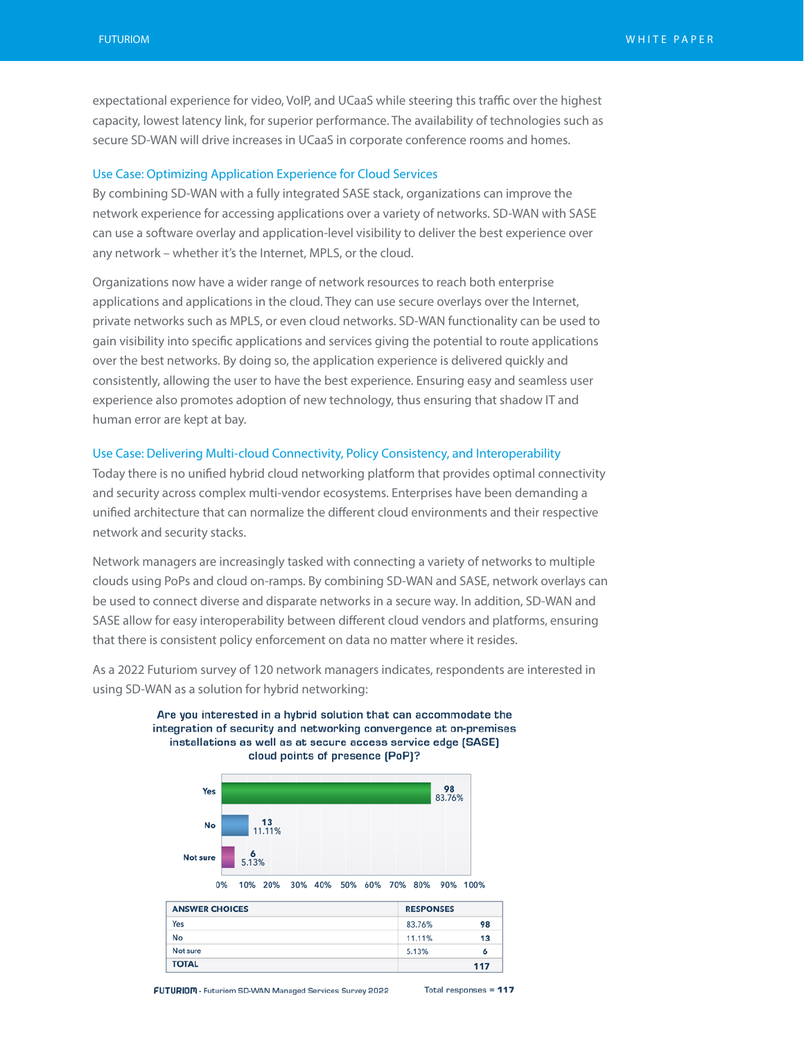expectational experience for video, VoIP, and UCaaS while steering this traffic over the highest capacity, lowest latency link, for superior performance. The availability of technologies such as secure SD-WAN will drive increases in UCaaS in corporate conference rooms and homes.

### Use Case: Optimizing Application Experience for Cloud Services

By combining SD-WAN with a fully integrated SASE stack, organizations can improve the network experience for accessing applications over a variety of networks. SD-WAN with SASE can use a software overlay and application-level visibility to deliver the best experience over any network – whether it's the Internet, MPLS, or the cloud.

Organizations now have a wider range of network resources to reach both enterprise applications and applications in the cloud. They can use secure overlays over the Internet, private networks such as MPLS, or even cloud networks. SD-WAN functionality can be used to gain visibility into specific applications and services giving the potential to route applications over the best networks. By doing so, the application experience is delivered quickly and consistently, allowing the user to have the best experience. Ensuring easy and seamless user experience also promotes adoption of new technology, thus ensuring that shadow IT and human error are kept at bay.

### Use Case: Delivering Multi-cloud Connectivity, Policy Consistency, and Interoperability

Today there is no unified hybrid cloud networking platform that provides optimal connectivity and security across complex multi-vendor ecosystems. Enterprises have been demanding a unified architecture that can normalize the different cloud environments and their respective network and security stacks.

Network managers are increasingly tasked with connecting a variety of networks to multiple clouds using PoPs and cloud on-ramps. By combining SD-WAN and SASE, network overlays can be used to connect diverse and disparate networks in a secure way. In addition, SD-WAN and SASE allow for easy interoperability between different cloud vendors and platforms, ensuring that there is consistent policy enforcement on data no matter where it resides.

As a 2022 Futuriom survey of 120 network managers indicates, respondents are interested in using SD-WAN as a solution for hybrid networking:

**Are you interested in a hybrid solution that can accommodate the integration of security and networking convergence at on-premises installations as well as at secure access service edge (SASE) cloud points of presence (PoP)?**

Yes 98 83.76%
No 13 11.11%
Not sure 6 5.13%
0% 10% 20% 30% 40% 50% 60% 70% 80% 90% 100%

| ANSWER CHOICES | RESPONSES | |
|---|---|---|
| Yes | 83.76% | 98 |
| No | 11.11% | 13 |
| Not sure | 5.13% | 6 |
| TOTAL | | 117 |

FUTURIOM - Futuriom SD-WAN Managed Services Survey 2022 Total responses = 117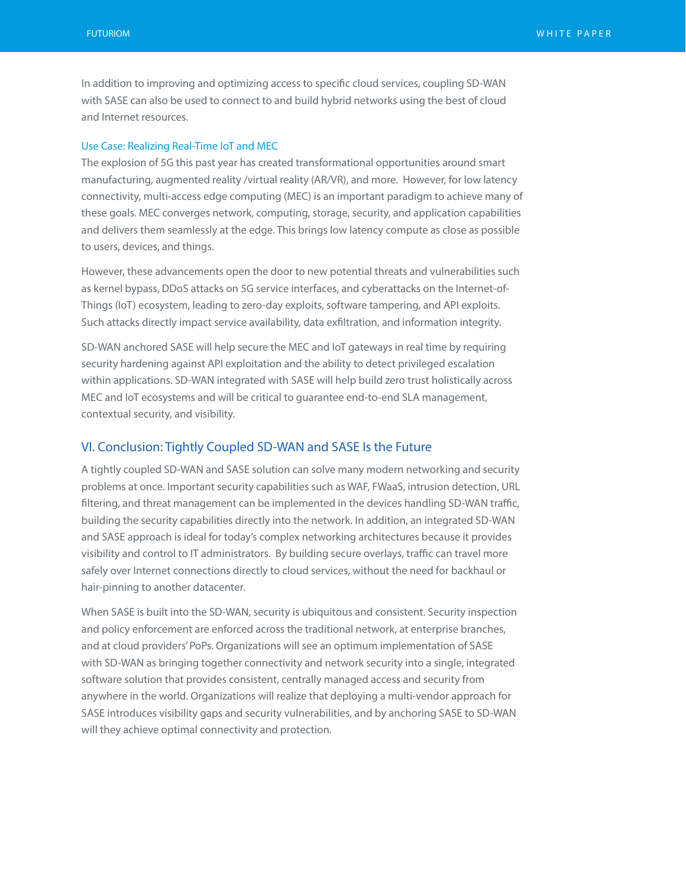In addition to improving and optimizing access to specific cloud services, coupling SD-WAN with SASE can also be used to connect to and build hybrid networks using the best of cloud and Internet resources.

### Use Case: Realizing Real-Time IoT and MEC

The explosion of 5G this past year has created transformational opportunities around smart manufacturing, augmented reality /virtual reality (AR/VR), and more. However, for low latency connectivity, multi-access edge computing (MEC) is an important paradigm to achieve many of these goals. MEC converges network, computing, storage, security, and application capabilities and delivers them seamlessly at the edge. This brings low latency compute as close as possible to users, devices, and things.

However, these advancements open the door to new potential threats and vulnerabilities such as kernel bypass, DDoS attacks on 5G service interfaces, and cyberattacks on the Internet-of-Things (IoT) ecosystem, leading to zero-day exploits, software tampering, and API exploits. Such attacks directly impact service availability, data exfiltration, and information integrity.

SD-WAN anchored SASE will help secure the MEC and IoT gateways in real time by requiring security hardening against API exploitation and the ability to detect privileged escalation within applications. SD-WAN integrated with SASE will help build zero trust holistically across MEC and IoT ecosystems and will be critical to guarantee end-to-end SLA management, contextual security, and visibility.

## VI. Conclusion: Tightly Coupled SD-WAN and SASE Is the Future

A tightly coupled SD-WAN and SASE solution can solve many modern networking and security problems at once. Important security capabilities such as WAF, FWaaS, intrusion detection, URL filtering, and threat management can be implemented in the devices handling SD-WAN traffic, building the security capabilities directly into the network. In addition, an integrated SD-WAN and SASE approach is ideal for today's complex networking architectures because it provides visibility and control to IT administrators. By building secure overlays, traffic can travel more safely over Internet connections directly to cloud services, without the need for backhaul or hair-pinning to another datacenter.

When SASE is built into the SD-WAN, security is ubiquitous and consistent. Security inspection and policy enforcement are enforced across the traditional network, at enterprise branches, and at cloud providers' PoPs. Organizations will see an optimum implementation of SASE with SD-WAN as bringing together connectivity and network security into a single, integrated software solution that provides consistent, centrally managed access and security from anywhere in the world. Organizations will realize that deploying a multi-vendor approach for SASE introduces visibility gaps and security vulnerabilities, and by anchoring SASE to SD-WAN will they achieve optimal connectivity and protection.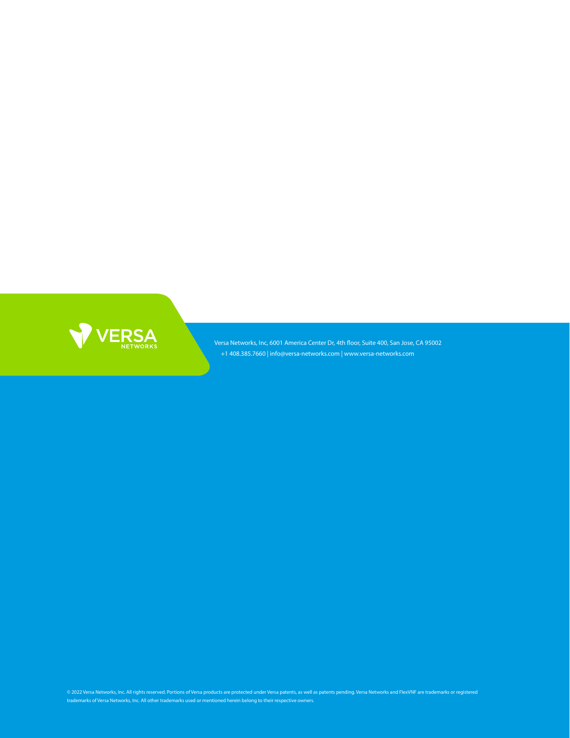VERSA NETWORKS

Versa Networks, Inc, 6001 America Center Dr, 4th floor, Suite 400, San Jose, CA 95002
+1 408.385.7660 | info@versa-networks.com | www.versa-networks.com

© 2022 Versa Networks, Inc. All rights reserved. Portions of Versa products are protected under Versa patents, as well as patents pending. Versa Networks and FlexVNF are trademarks or registered trademarks of Versa Networks, Inc. All other trademarks used or mentioned herein belong to their respective owners.